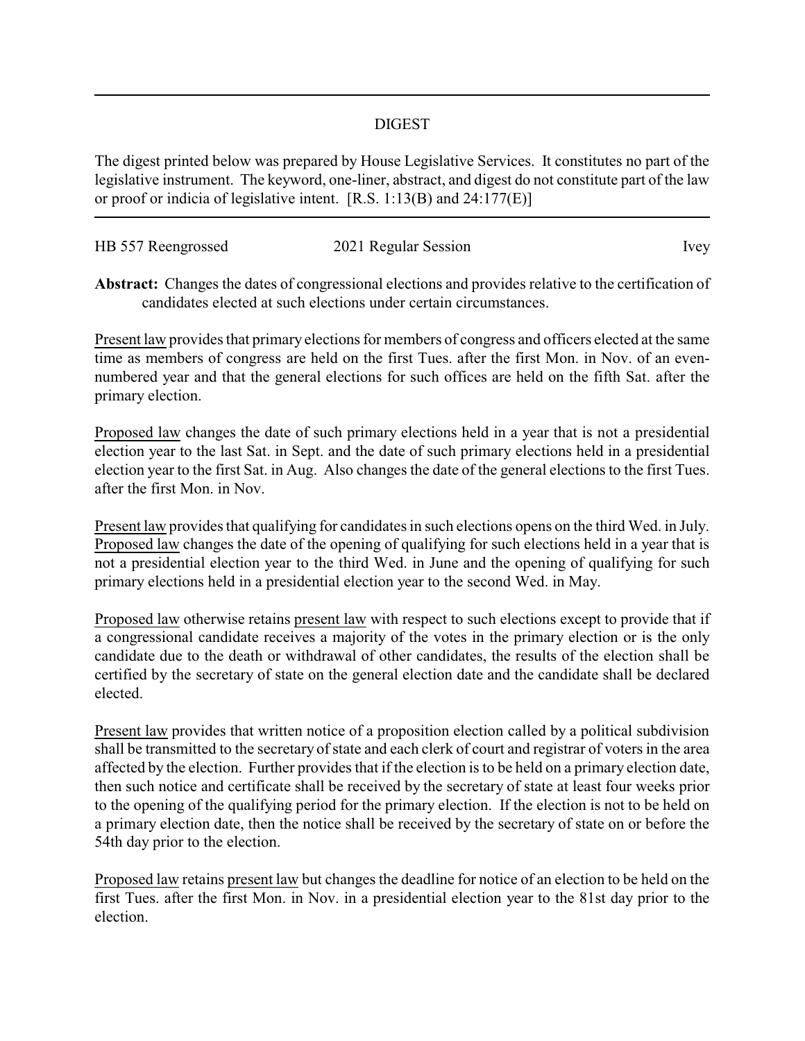## DIGEST

The digest printed below was prepared by House Legislative Services. It constitutes no part of the legislative instrument. The keyword, one-liner, abstract, and digest do not constitute part of the law or proof or indicia of legislative intent. [R.S. 1:13(B) and 24:177(E)]

---

HB 557 Reengrossed — 2021 Regular Session — Ivey

**Abstract:** Changes the dates of congressional elections and provides relative to the certification of candidates elected at such elections under certain circumstances.

Present law provides that primary elections for members of congress and officers elected at the same time as members of congress are held on the first Tues. after the first Mon. in Nov. of an even-numbered year and that the general elections for such offices are held on the fifth Sat. after the primary election.

Proposed law changes the date of such primary elections held in a year that is not a presidential election year to the last Sat. in Sept. and the date of such primary elections held in a presidential election year to the first Sat. in Aug. Also changes the date of the general elections to the first Tues. after the first Mon. in Nov.

Present law provides that qualifying for candidates in such elections opens on the third Wed. in July. Proposed law changes the date of the opening of qualifying for such elections held in a year that is not a presidential election year to the third Wed. in June and the opening of qualifying for such primary elections held in a presidential election year to the second Wed. in May.

Proposed law otherwise retains present law with respect to such elections except to provide that if a congressional candidate receives a majority of the votes in the primary election or is the only candidate due to the death or withdrawal of other candidates, the results of the election shall be certified by the secretary of state on the general election date and the candidate shall be declared elected.

Present law provides that written notice of a proposition election called by a political subdivision shall be transmitted to the secretary of state and each clerk of court and registrar of voters in the area affected by the election. Further provides that if the election is to be held on a primary election date, then such notice and certificate shall be received by the secretary of state at least four weeks prior to the opening of the qualifying period for the primary election. If the election is not to be held on a primary election date, then the notice shall be received by the secretary of state on or before the 54th day prior to the election.

Proposed law retains present law but changes the deadline for notice of an election to be held on the first Tues. after the first Mon. in Nov. in a presidential election year to the 81st day prior to the election.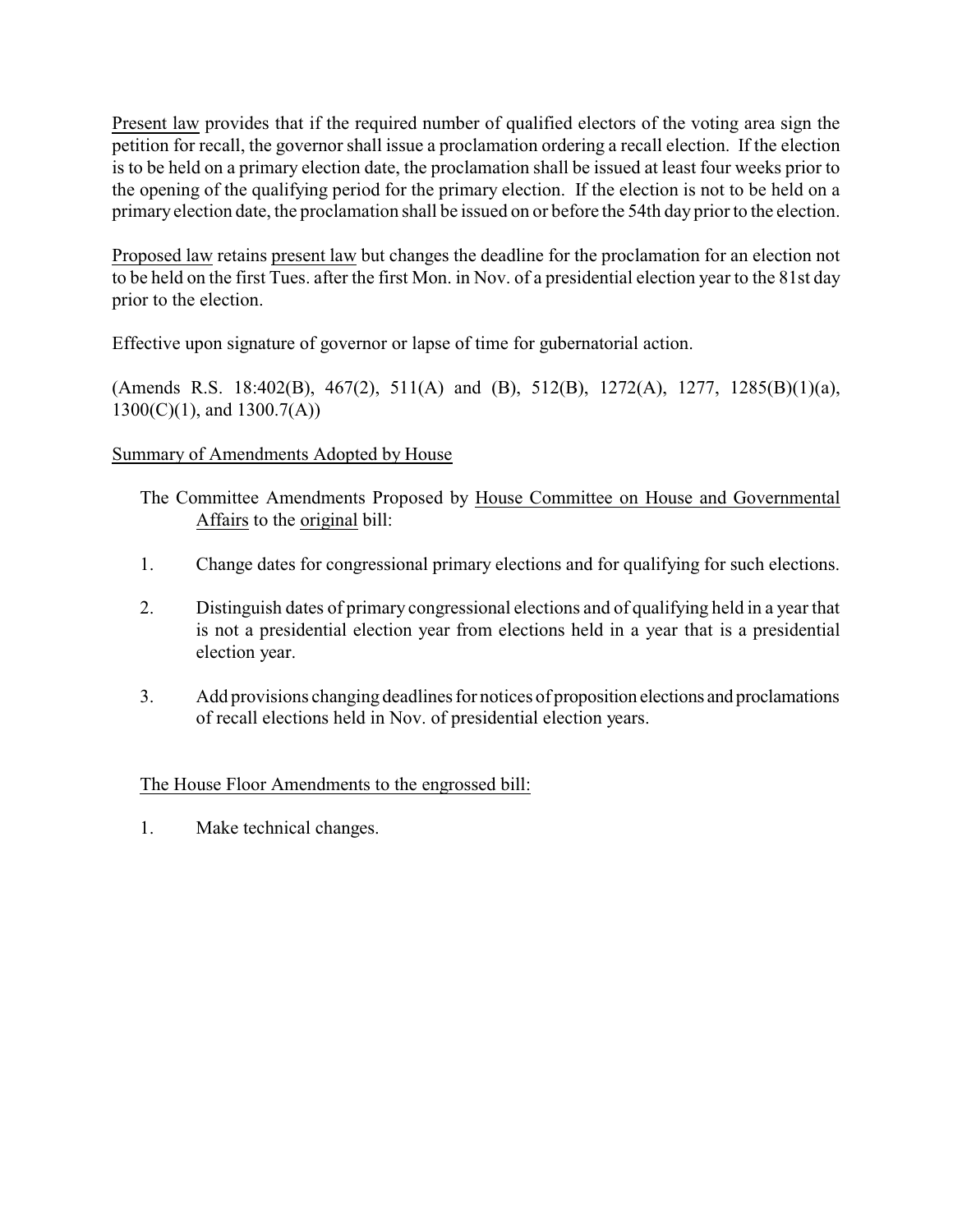Present law provides that if the required number of qualified electors of the voting area sign the petition for recall, the governor shall issue a proclamation ordering a recall election. If the election is to be held on a primary election date, the proclamation shall be issued at least four weeks prior to the opening of the qualifying period for the primary election. If the election is not to be held on a primary election date, the proclamation shall be issued on or before the 54th day prior to the election.

Proposed law retains present law but changes the deadline for the proclamation for an election not to be held on the first Tues. after the first Mon. in Nov. of a presidential election year to the 81st day prior to the election.

Effective upon signature of governor or lapse of time for gubernatorial action.

(Amends R.S. 18:402(B), 467(2), 511(A) and (B), 512(B), 1272(A), 1277, 1285(B)(1)(a), 1300(C)(1), and 1300.7(A))

Summary of Amendments Adopted by House

The Committee Amendments Proposed by House Committee on House and Governmental Affairs to the original bill:

1. Change dates for congressional primary elections and for qualifying for such elections.
2. Distinguish dates of primary congressional elections and of qualifying held in a year that is not a presidential election year from elections held in a year that is a presidential election year.
3. Add provisions changing deadlines for notices of proposition elections and proclamations of recall elections held in Nov. of presidential election years.

The House Floor Amendments to the engrossed bill:

1. Make technical changes.